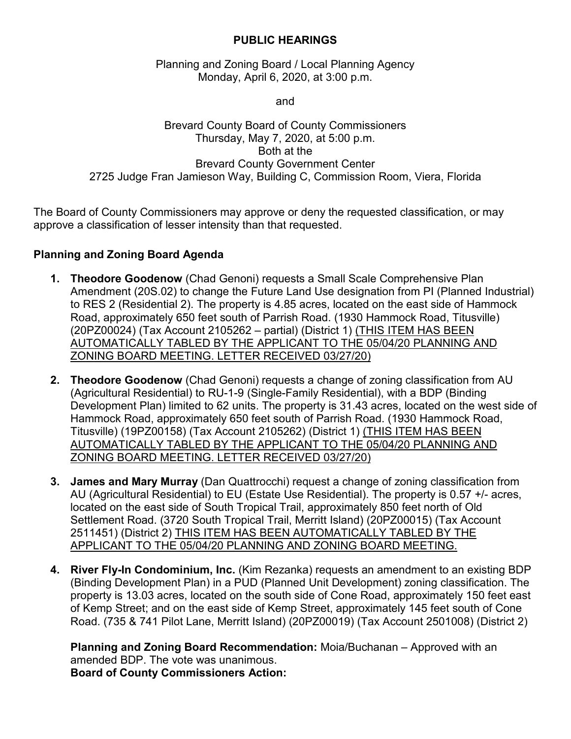# PUBLIC HEARINGS

Planning and Zoning Board / Local Planning Agency
Monday, April 6, 2020, at 3:00 p.m.

and

Brevard County Board of County Commissioners
Thursday, May 7, 2020, at 5:00 p.m.
Both at the
Brevard County Government Center
2725 Judge Fran Jamieson Way, Building C, Commission Room, Viera, Florida

The Board of County Commissioners may approve or deny the requested classification, or may approve a classification of lesser intensity than that requested.

## Planning and Zoning Board Agenda

1. **Theodore Goodenow** (Chad Genoni) requests a Small Scale Comprehensive Plan Amendment (20S.02) to change the Future Land Use designation from PI (Planned Industrial) to RES 2 (Residential 2). The property is 4.85 acres, located on the east side of Hammock Road, approximately 650 feet south of Parrish Road. (1930 Hammock Road, Titusville) (20PZ00024) (Tax Account 2105262 – partial) (District 1) <u>(THIS ITEM HAS BEEN AUTOMATICALLY TABLED BY THE APPLICANT TO THE 05/04/20 PLANNING AND ZONING BOARD MEETING. LETTER RECEIVED 03/27/20)</u>

2. **Theodore Goodenow** (Chad Genoni) requests a change of zoning classification from AU (Agricultural Residential) to RU-1-9 (Single-Family Residential), with a BDP (Binding Development Plan) limited to 62 units. The property is 31.43 acres, located on the west side of Hammock Road, approximately 650 feet south of Parrish Road. (1930 Hammock Road, Titusville) (19PZ00158) (Tax Account 2105262) (District 1) <u>(THIS ITEM HAS BEEN AUTOMATICALLY TABLED BY THE APPLICANT TO THE 05/04/20 PLANNING AND ZONING BOARD MEETING. LETTER RECEIVED 03/27/20)</u>

3. **James and Mary Murray** (Dan Quattrocchi) request a change of zoning classification from AU (Agricultural Residential) to EU (Estate Use Residential). The property is 0.57 +/- acres, located on the east side of South Tropical Trail, approximately 850 feet north of Old Settlement Road. (3720 South Tropical Trail, Merritt Island) (20PZ00015) (Tax Account 2511451) (District 2) <u>THIS ITEM HAS BEEN AUTOMATICALLY TABLED BY THE APPLICANT TO THE 05/04/20 PLANNING AND ZONING BOARD MEETING.</u>

4. **River Fly-In Condominium, Inc.** (Kim Rezanka) requests an amendment to an existing BDP (Binding Development Plan) in a PUD (Planned Unit Development) zoning classification. The property is 13.03 acres, located on the south side of Cone Road, approximately 150 feet east of Kemp Street; and on the east side of Kemp Street, approximately 145 feet south of Cone Road. (735 & 741 Pilot Lane, Merritt Island) (20PZ00019) (Tax Account 2501008) (District 2)

   **Planning and Zoning Board Recommendation:** Moia/Buchanan – Approved with an amended BDP. The vote was unanimous.
   **Board of County Commissioners Action:**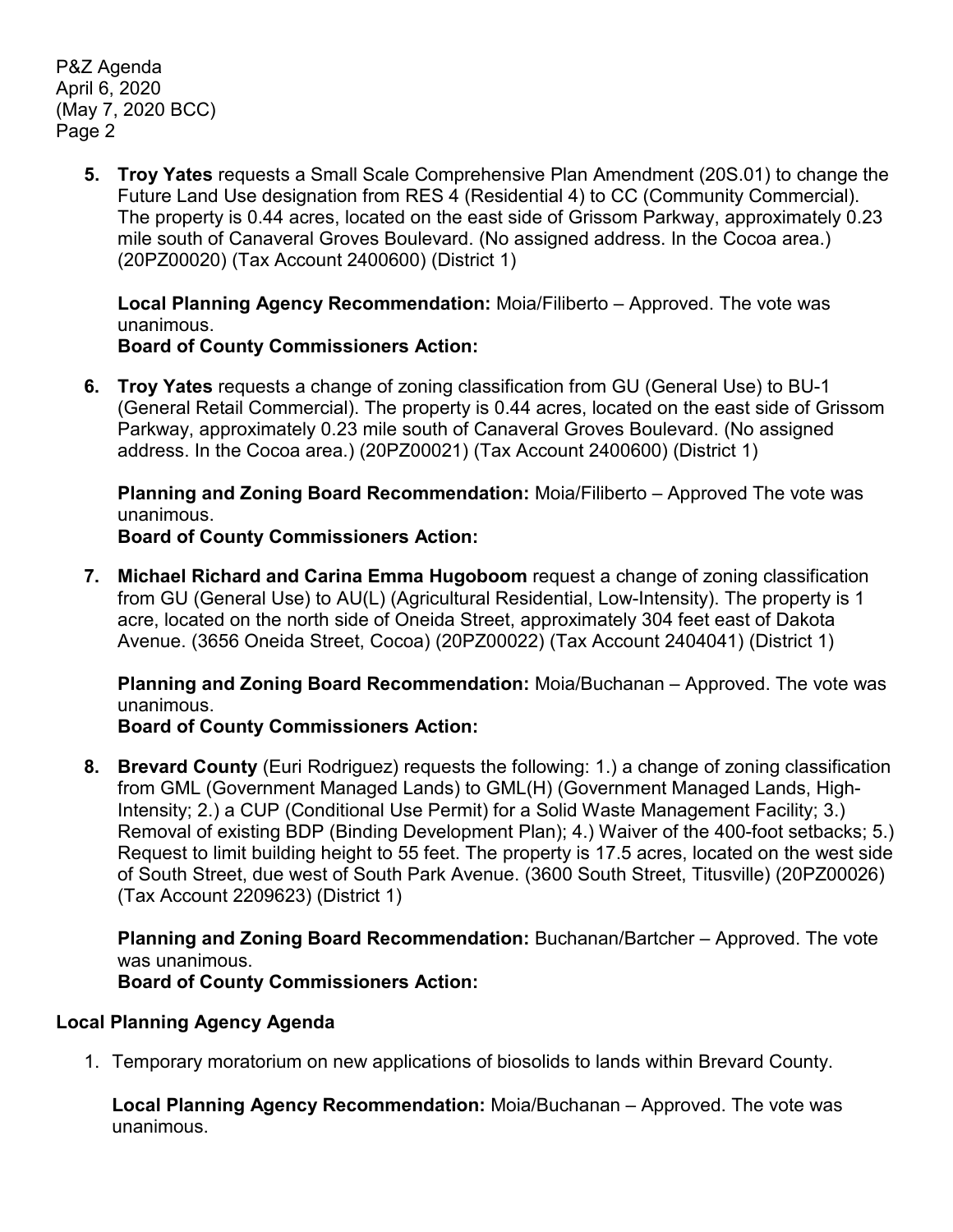5. **Troy Yates** requests a Small Scale Comprehensive Plan Amendment (20S.01) to change the Future Land Use designation from RES 4 (Residential 4) to CC (Community Commercial). The property is 0.44 acres, located on the east side of Grissom Parkway, approximately 0.23 mile south of Canaveral Groves Boulevard. (No assigned address. In the Cocoa area.) (20PZ00020) (Tax Account 2400600) (District 1)

   **Local Planning Agency Recommendation:** Moia/Filiberto – Approved. The vote was unanimous.
   **Board of County Commissioners Action:**

6. **Troy Yates** requests a change of zoning classification from GU (General Use) to BU-1 (General Retail Commercial). The property is 0.44 acres, located on the east side of Grissom Parkway, approximately 0.23 mile south of Canaveral Groves Boulevard. (No assigned address. In the Cocoa area.) (20PZ00021) (Tax Account 2400600) (District 1)

   **Planning and Zoning Board Recommendation:** Moia/Filiberto – Approved The vote was unanimous.
   **Board of County Commissioners Action:**

7. **Michael Richard and Carina Emma Hugoboom** request a change of zoning classification from GU (General Use) to AU(L) (Agricultural Residential, Low-Intensity). The property is 1 acre, located on the north side of Oneida Street, approximately 304 feet east of Dakota Avenue. (3656 Oneida Street, Cocoa) (20PZ00022) (Tax Account 2404041) (District 1)

   **Planning and Zoning Board Recommendation:** Moia/Buchanan – Approved. The vote was unanimous.
   **Board of County Commissioners Action:**

8. **Brevard County** (Euri Rodriguez) requests the following: 1.) a change of zoning classification from GML (Government Managed Lands) to GML(H) (Government Managed Lands, High-Intensity; 2.) a CUP (Conditional Use Permit) for a Solid Waste Management Facility; 3.) Removal of existing BDP (Binding Development Plan); 4.) Waiver of the 400-foot setbacks; 5.) Request to limit building height to 55 feet. The property is 17.5 acres, located on the west side of South Street, due west of South Park Avenue. (3600 South Street, Titusville) (20PZ00026) (Tax Account 2209623) (District 1)

   **Planning and Zoning Board Recommendation:** Buchanan/Bartcher – Approved. The vote was unanimous.
   **Board of County Commissioners Action:**

## Local Planning Agency Agenda

1. Temporary moratorium on new applications of biosolids to lands within Brevard County.

   **Local Planning Agency Recommendation:** Moia/Buchanan – Approved. The vote was unanimous.